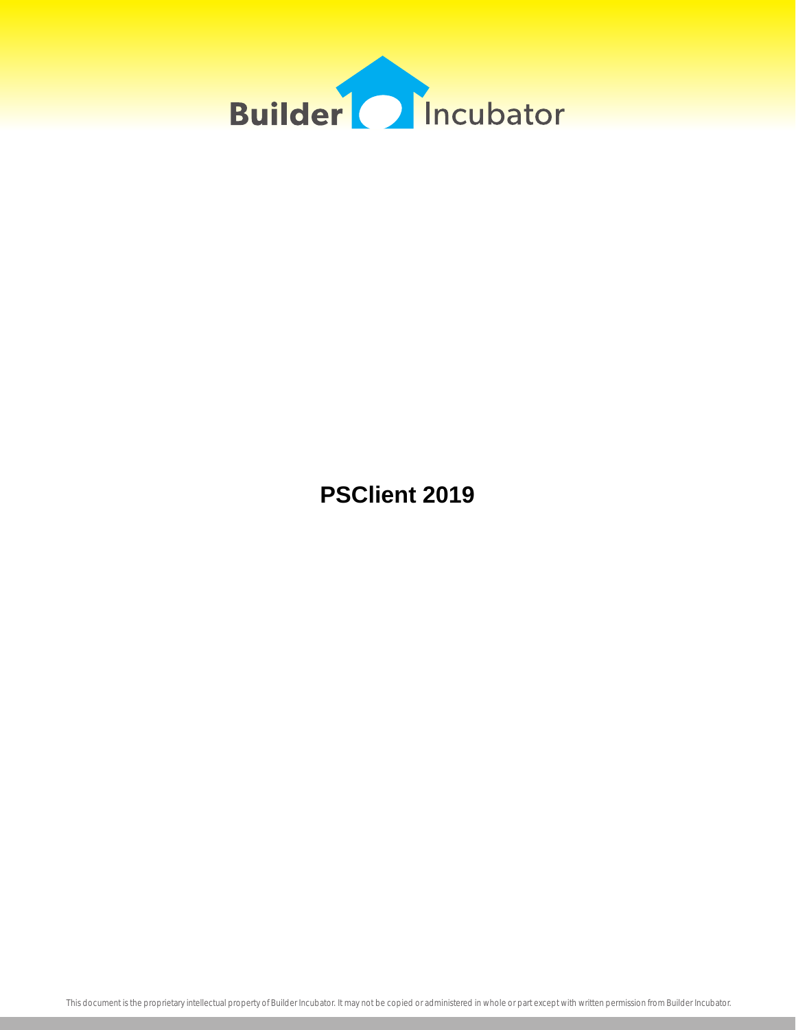Builder Incubator

# PSClient 2019

This document is the proprietary intellectual property of Builder Incubator. It may not be copied or administered in whole or part except with written permission from Builder Incubator.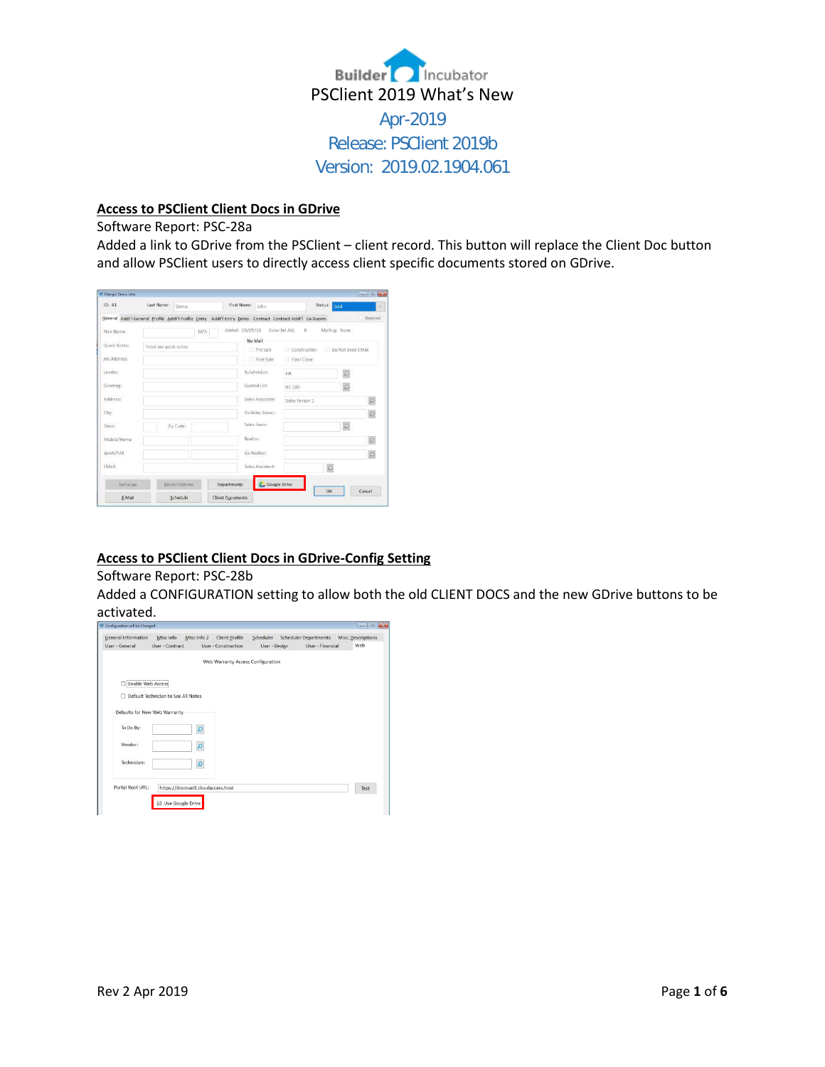# Builder Incubator

## PSClient 2019 What's New

Apr-2019

Release: PSClient 2019b

Version: 2019.02.1904.061

### Access to PSClient Client Docs in GDrive

Software Report: PSC-28a

Added a link to GDrive from the PSClient – client record. This button will replace the Client Doc button and allow PSClient users to directly access client specific documents stored on GDrive.

### Access to PSClient Client Docs in GDrive-Config Setting

Software Report: PSC-28b

Added a CONFIGURATION setting to allow both the old CLIENT DOCS and the new GDrive buttons to be activated.

Rev 2 Apr 2019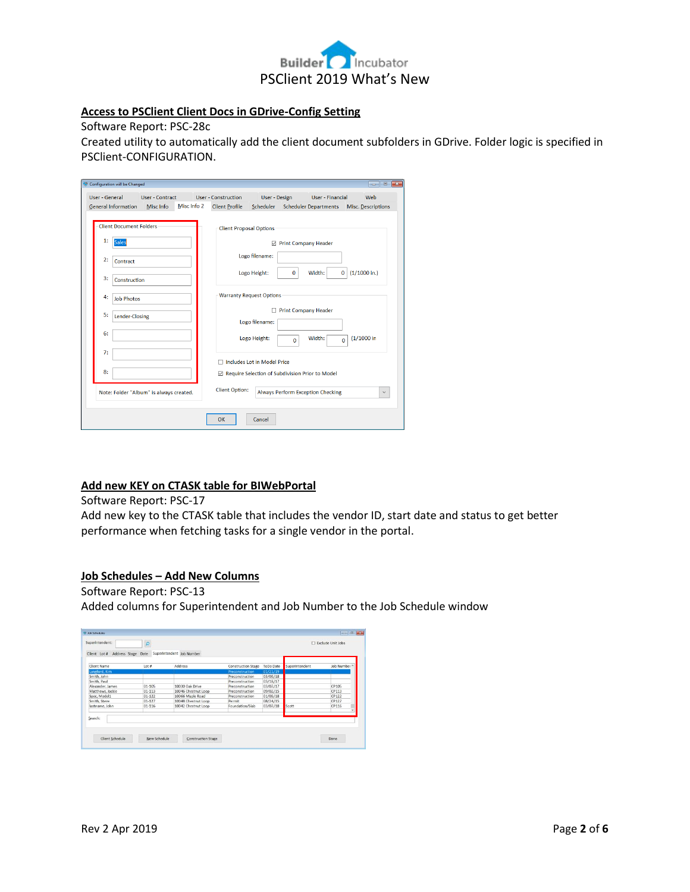# Builder Incubator
## PSClient 2019 What's New

### Access to PSClient Client Docs in GDrive-Config Setting

Software Report: PSC-28c

Created utility to automatically add the client document subfolders in GDrive. Folder logic is specified in PSClient-CONFIGURATION.

### Add new KEY on CTASK table for BIWebPortal

Software Report: PSC-17

Add new key to the CTASK table that includes the vendor ID, start date and status to get better performance when fetching tasks for a single vendor in the portal.

### Job Schedules – Add New Columns

Software Report: PSC-13

Added columns for Superintendent and Job Number to the Job Schedule window

Rev 2 Apr 2019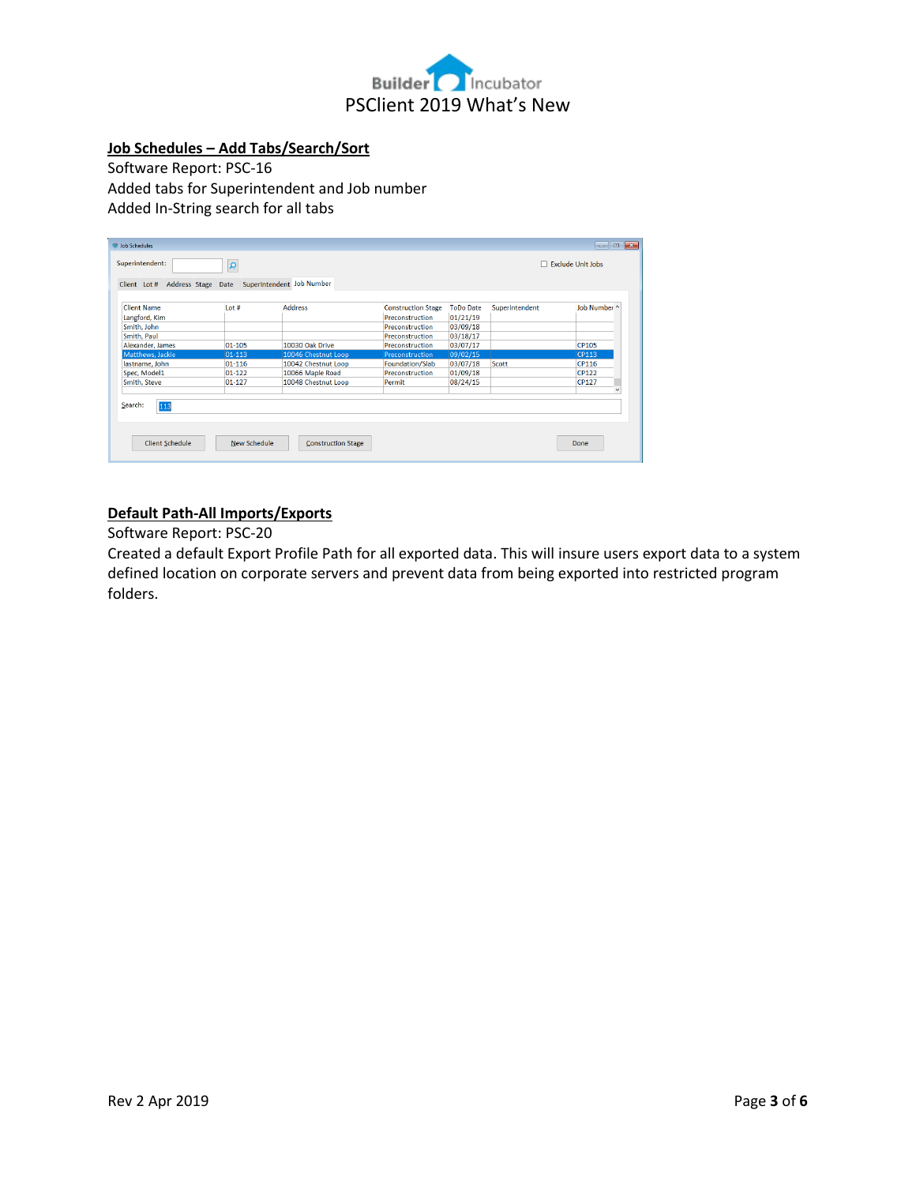## Job Schedules – Add Tabs/Search/Sort

Software Report: PSC-16

Added tabs for Superintendent and Job number

Added In-String search for all tabs

## Default Path-All Imports/Exports

Software Report: PSC-20

Created a default Export Profile Path for all exported data. This will insure users export data to a system defined location on corporate servers and prevent data from being exported into restricted program folders.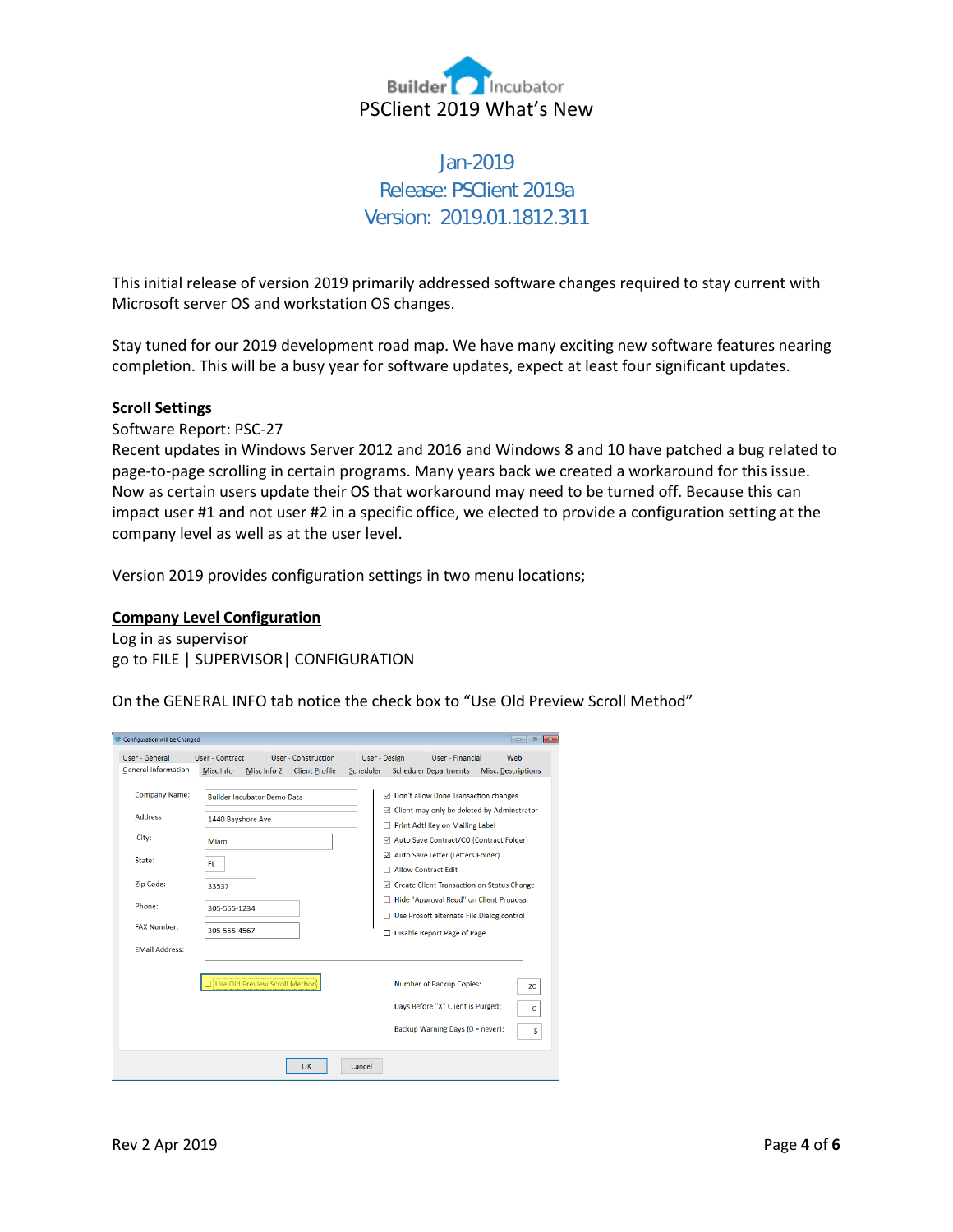# PSClient 2019 What's New

## Jan-2019
## Release: PSClient 2019a
## Version: 2019.01.1812.311

This initial release of version 2019 primarily addressed software changes required to stay current with Microsoft server OS and workstation OS changes.

Stay tuned for our 2019 development road map. We have many exciting new software features nearing completion. This will be a busy year for software updates, expect at least four significant updates.

**Scroll Settings**

Software Report: PSC-27

Recent updates in Windows Server 2012 and 2016 and Windows 8 and 10 have patched a bug related to page-to-page scrolling in certain programs. Many years back we created a workaround for this issue. Now as certain users update their OS that workaround may need to be turned off. Because this can impact user #1 and not user #2 in a specific office, we elected to provide a configuration setting at the company level as well as at the user level.

Version 2019 provides configuration settings in two menu locations;

**Company Level Configuration**

Log in as supervisor

go to FILE | SUPERVISOR| CONFIGURATION

On the GENERAL INFO tab notice the check box to "Use Old Preview Scroll Method"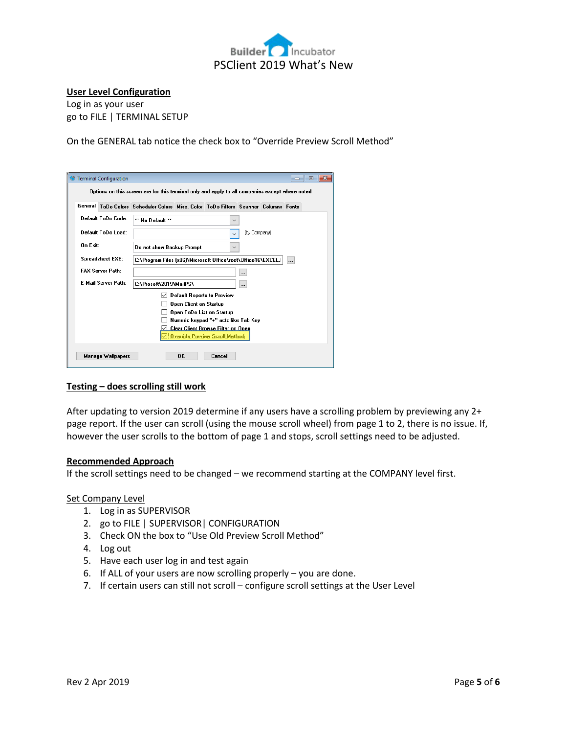**User Level Configuration**

Log in as your user
go to FILE | TERMINAL SETUP

On the GENERAL tab notice the check box to "Override Preview Scroll Method"

**Testing – does scrolling still work**

After updating to version 2019 determine if any users have a scrolling problem by previewing any 2+ page report. If the user can scroll (using the mouse scroll wheel) from page 1 to 2, there is no issue. If, however the user scrolls to the bottom of page 1 and stops, scroll settings need to be adjusted.

**Recommended Approach**

If the scroll settings need to be changed – we recommend starting at the COMPANY level first.

Set Company Level

1. Log in as SUPERVISOR
2. go to FILE | SUPERVISOR| CONFIGURATION
3. Check ON the box to "Use Old Preview Scroll Method"
4. Log out
5. Have each user log in and test again
6. If ALL of your users are now scrolling properly – you are done.
7. If certain users can still not scroll – configure scroll settings at the User Level

Rev 2 Apr 2019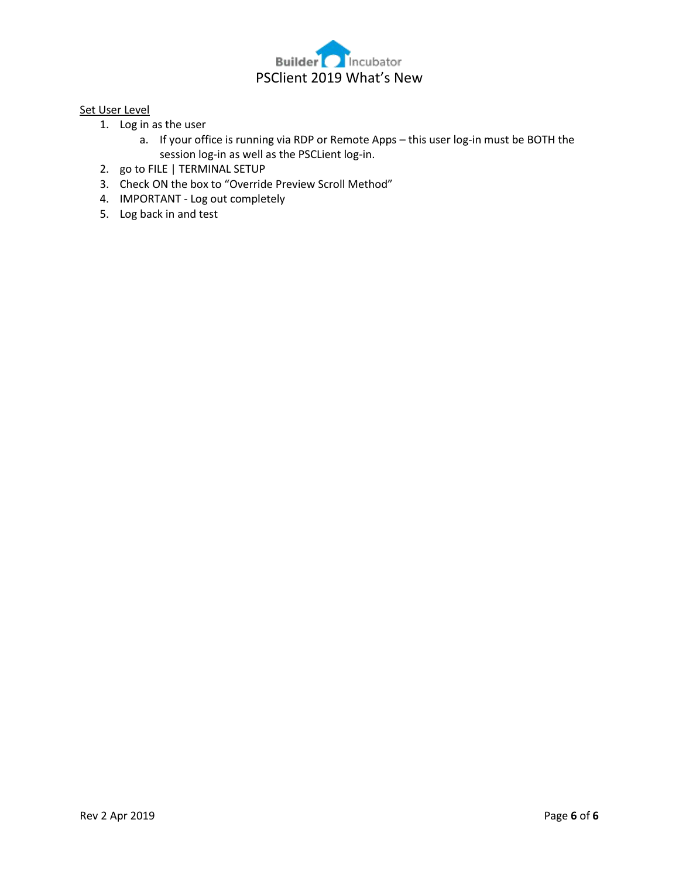Set User Level

1. Log in as the user
   a. If your office is running via RDP or Remote Apps – this user log-in must be BOTH the session log-in as well as the PSCLient log-in.
2. go to FILE | TERMINAL SETUP
3. Check ON the box to "Override Preview Scroll Method"
4. IMPORTANT - Log out completely
5. Log back in and test